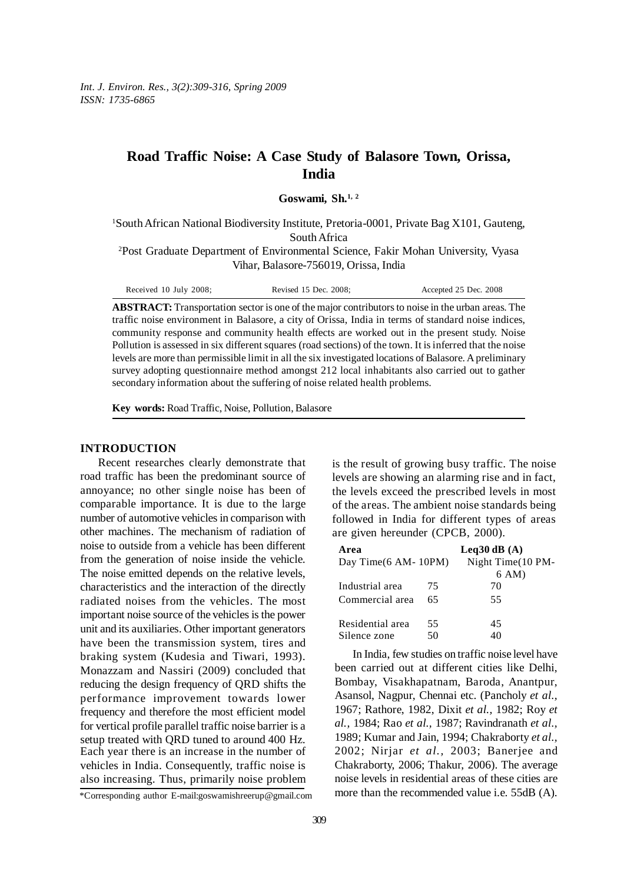# Road Traffic Noise: A Case Study of Balasore Town, Orissa, India

**Goswami, Sh.[1, 2]**

[1]South African National Biodiversity Institute, Pretoria-0001, Private Bag X101, Gauteng, South Africa

[2]Post Graduate Department of Environmental Science, Fakir Mohan University, Vyasa Vihar, Balasore-756019, Orissa, India

Received 10 July 2008; Revised 15 Dec. 2008; Accepted 25 Dec. 2008

**ABSTRACT:** Transportation sector is one of the major contributors to noise in the urban areas. The traffic noise environment in Balasore, a city of Orissa, India in terms of standard noise indices, community response and community health effects are worked out in the present study. Noise Pollution is assessed in six different squares (road sections) of the town. It is inferred that the noise levels are more than permissible limit in all the six investigated locations of Balasore. A preliminary survey adopting questionnaire method amongst 212 local inhabitants also carried out to gather secondary information about the suffering of noise related health problems.

**Key words:** Road Traffic, Noise, Pollution, Balasore

## INTRODUCTION

Recent researches clearly demonstrate that road traffic has been the predominant source of annoyance; no other single noise has been of comparable importance. It is due to the large number of automotive vehicles in comparison with other machines. The mechanism of radiation of noise to outside from a vehicle has been different from the generation of noise inside the vehicle. The noise emitted depends on the relative levels, characteristics and the interaction of the directly radiated noises from the vehicles. The most important noise source of the vehicles is the power unit and its auxiliaries. Other important generators have been the transmission system, tires and braking system (Kudesia and Tiwari, 1993). Monazzam and Nassiri (2009) concluded that reducing the design frequency of QRD shifts the performance improvement towards lower frequency and therefore the most efficient model for vertical profile parallel traffic noise barrier is a setup treated with QRD tuned to around 400 Hz. Each year there is an increase in the number of vehicles in India. Consequently, traffic noise is also increasing. Thus, primarily noise problem is the result of growing busy traffic. The noise levels are showing an alarming rise and in fact, the levels exceed the prescribed levels in most of the areas. The ambient noise standards being followed in India for different types of areas are given hereunder (CPCB, 2000).

| Area | Leq30 dB (A) Day Time(6 AM- 10PM) | Night Time(10 PM- 6 AM) |
|---|---|---|
| Industrial area | 75 | 70 |
| Commercial area | 65 | 55 |
| Residential area | 55 | 45 |
| Silence zone | 50 | 40 |

In India, few studies on traffic noise level have been carried out at different cities like Delhi, Bombay, Visakhapatnam, Baroda, Anantpur, Asansol, Nagpur, Chennai etc. (Pancholy *et al.*, 1967; Rathore, 1982, Dixit *et al.*, 1982; Roy *et al.*, 1984; Rao *et al.*, 1987; Ravindranath *et al.*, 1989; Kumar and Jain, 1994; Chakraborty *et al.*, 2002; Nirjar *et al.*, 2003; Banerjee and Chakraborty, 2006; Thakur, 2006). The average noise levels in residential areas of these cities are more than the recommended value i.e. 55dB (A).

*Corresponding author E-mail:goswamishreerup@gmail.com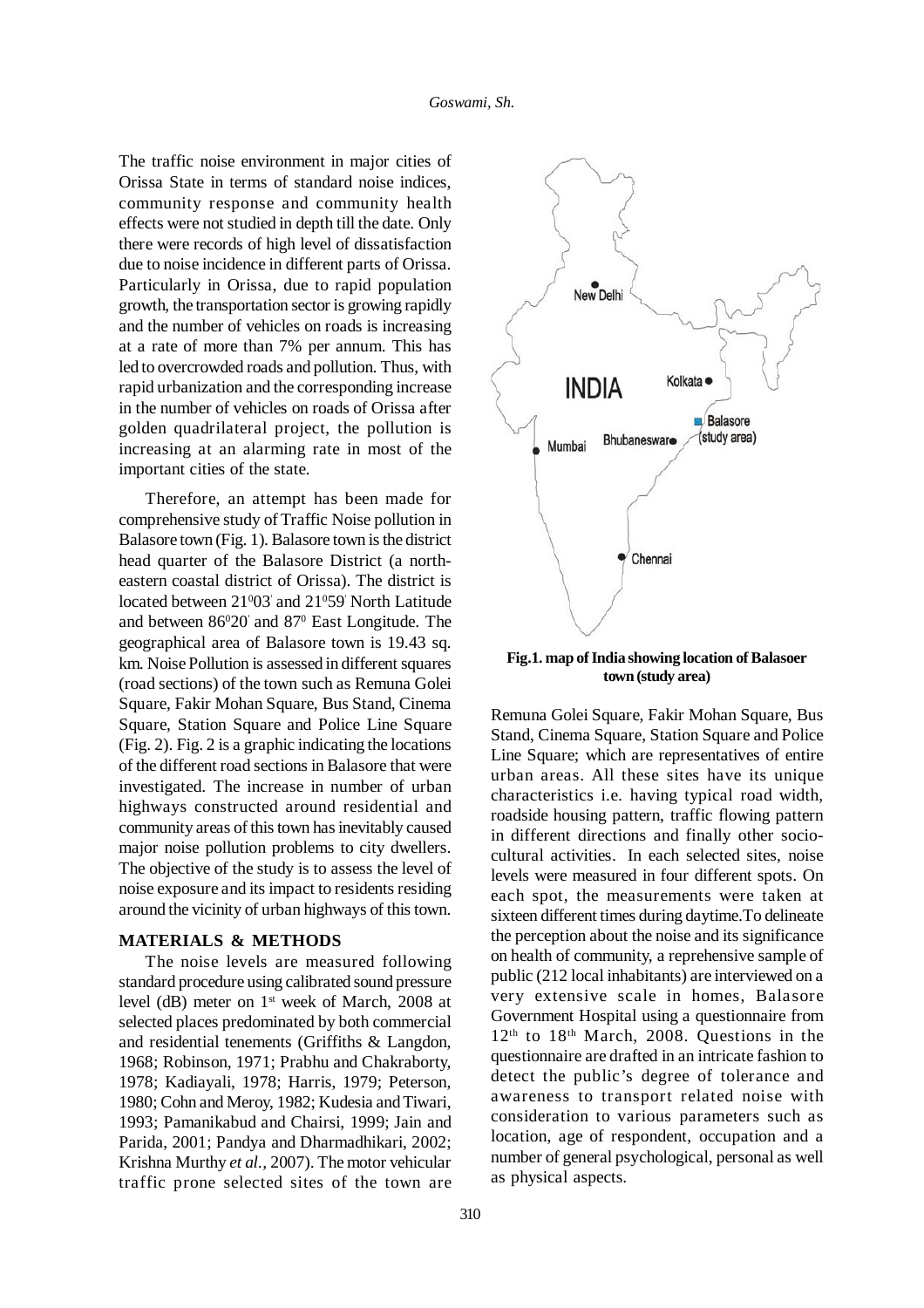The traffic noise environment in major cities of Orissa State in terms of standard noise indices, community response and community health effects were not studied in depth till the date. Only there were records of high level of dissatisfaction due to noise incidence in different parts of Orissa. Particularly in Orissa, due to rapid population growth, the transportation sector is growing rapidly and the number of vehicles on roads is increasing at a rate of more than 7% per annum. This has led to overcrowded roads and pollution. Thus, with rapid urbanization and the corresponding increase in the number of vehicles on roads of Orissa after golden quadrilateral project, the pollution is increasing at an alarming rate in most of the important cities of the state.

Therefore, an attempt has been made for comprehensive study of Traffic Noise pollution in Balasore town (Fig. 1). Balasore town is the district head quarter of the Balasore District (a north-eastern coastal district of Orissa). The district is located between 21$^0$03$^'$ and 21$^0$59$^'$ North Latitude and between 86$^0$20$^'$ and 87$^0$ East Longitude. The geographical area of Balasore town is 19.43 sq. km. Noise Pollution is assessed in different squares (road sections) of the town such as Remuna Golei Square, Fakir Mohan Square, Bus Stand, Cinema Square, Station Square and Police Line Square (Fig. 2). Fig. 2 is a graphic indicating the locations of the different road sections in Balasore that were investigated. The increase in number of urban highways constructed around residential and community areas of this town has inevitably caused major noise pollution problems to city dwellers. The objective of the study is to assess the level of noise exposure and its impact to residents residing around the vicinity of urban highways of this town.

## MATERIALS & METHODS

The noise levels are measured following standard procedure using calibrated sound pressure level (dB) meter on 1$^{st}$ week of March, 2008 at selected places predominated by both commercial and residential tenements (Griffiths & Langdon, 1968; Robinson, 1971; Prabhu and Chakraborty, 1978; Kadiayali, 1978; Harris, 1979; Peterson, 1980; Cohn and Meroy, 1982; Kudesia and Tiwari, 1993; Pamanikabud and Chairsi, 1999; Jain and Parida, 2001; Pandya and Dharmadhikari, 2002; Krishna Murthy *et al.,* 2007). The motor vehicular traffic prone selected sites of the town are

New Delhi
INDIA
Kolkata
Balasore (study area)
Mumbai
Bhubaneswar
Chennai

**Fig.1. map of India showing location of Balasoer town (study area)**

Remuna Golei Square, Fakir Mohan Square, Bus Stand, Cinema Square, Station Square and Police Line Square; which are representatives of entire urban areas. All these sites have its unique characteristics i.e. having typical road width, roadside housing pattern, traffic flowing pattern in different directions and finally other socio-cultural activities. In each selected sites, noise levels were measured in four different spots. On each spot, the measurements were taken at sixteen different times during daytime.To delineate the perception about the noise and its significance on health of community, a reprehensive sample of public (212 local inhabitants) are interviewed on a very extensive scale in homes, Balasore Government Hospital using a questionnaire from 12$^{th}$ to 18$^{th}$ March, 2008. Questions in the questionnaire are drafted in an intricate fashion to detect the public's degree of tolerance and awareness to transport related noise with consideration to various parameters such as location, age of respondent, occupation and a number of general psychological, personal as well as physical aspects.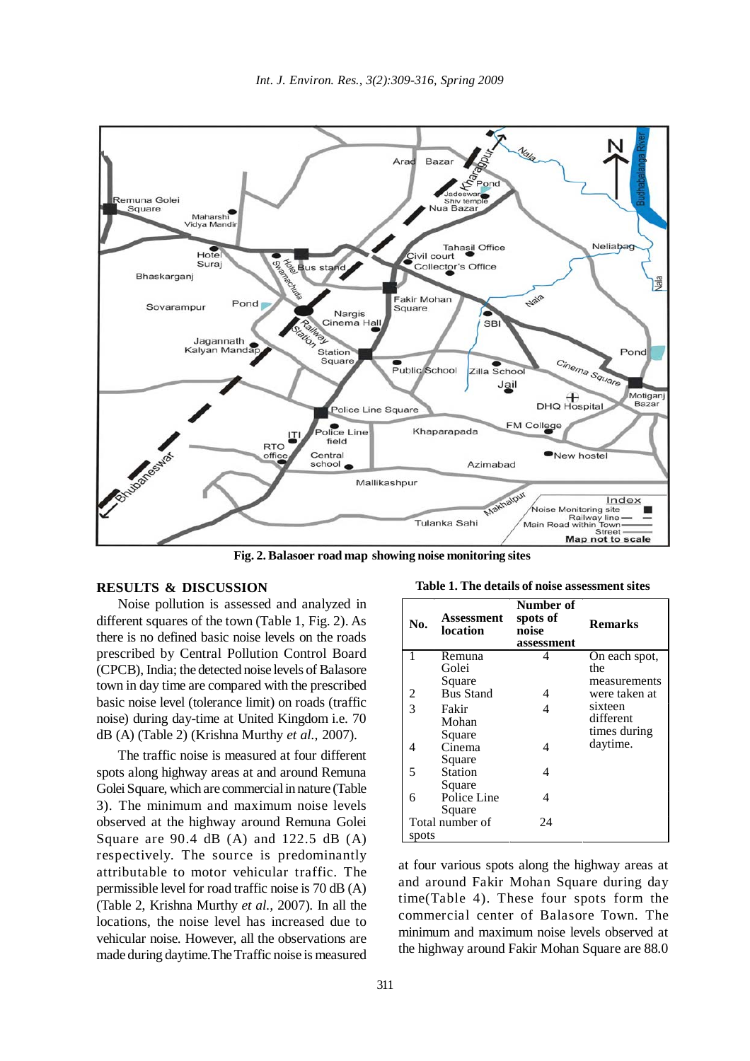Fig. 2. Balasoer road map showing noise monitoring sites

## RESULTS & DISCUSSION

Noise pollution is assessed and analyzed in different squares of the town (Table 1, Fig. 2). As there is no defined basic noise levels on the roads prescribed by Central Pollution Control Board (CPCB), India; the detected noise levels of Balasore town in day time are compared with the prescribed basic noise level (tolerance limit) on roads (traffic noise) during day-time at United Kingdom i.e. 70 dB (A) (Table 2) (Krishna Murthy *et al.,* 2007).

The traffic noise is measured at four different spots along highway areas at and around Remuna Golei Square, which are commercial in nature (Table 3). The minimum and maximum noise levels observed at the highway around Remuna Golei Square are 90.4 dB (A) and 122.5 dB (A) respectively. The source is predominantly attributable to motor vehicular traffic. The permissible level for road traffic noise is 70 dB (A) (Table 2, Krishna Murthy *et al.,* 2007). In all the locations, the noise level has increased due to vehicular noise. However, all the observations are made during daytime. The Traffic noise is measured at four various spots along the highway areas at and around Fakir Mohan Square during day time(Table 4). These four spots form the commercial center of Balasore Town. The minimum and maximum noise levels observed at the highway around Fakir Mohan Square are 88.0

**Table 1. The details of noise assessment sites**

| No. | Assessment location | Number of spots of noise assessment | Remarks |
|---|---|---|---|
| 1 | Remuna Golei Square | 4 | On each spot, the measurements were taken at sixteen different times during daytime. |
| 2 | Bus Stand | 4 | |
| 3 | Fakir Mohan Square | 4 | |
| 4 | Cinema Square | 4 | |
| 5 | Station Square | 4 | |
| 6 | Police Line Square | 4 | |
| Total number of spots | | 24 | |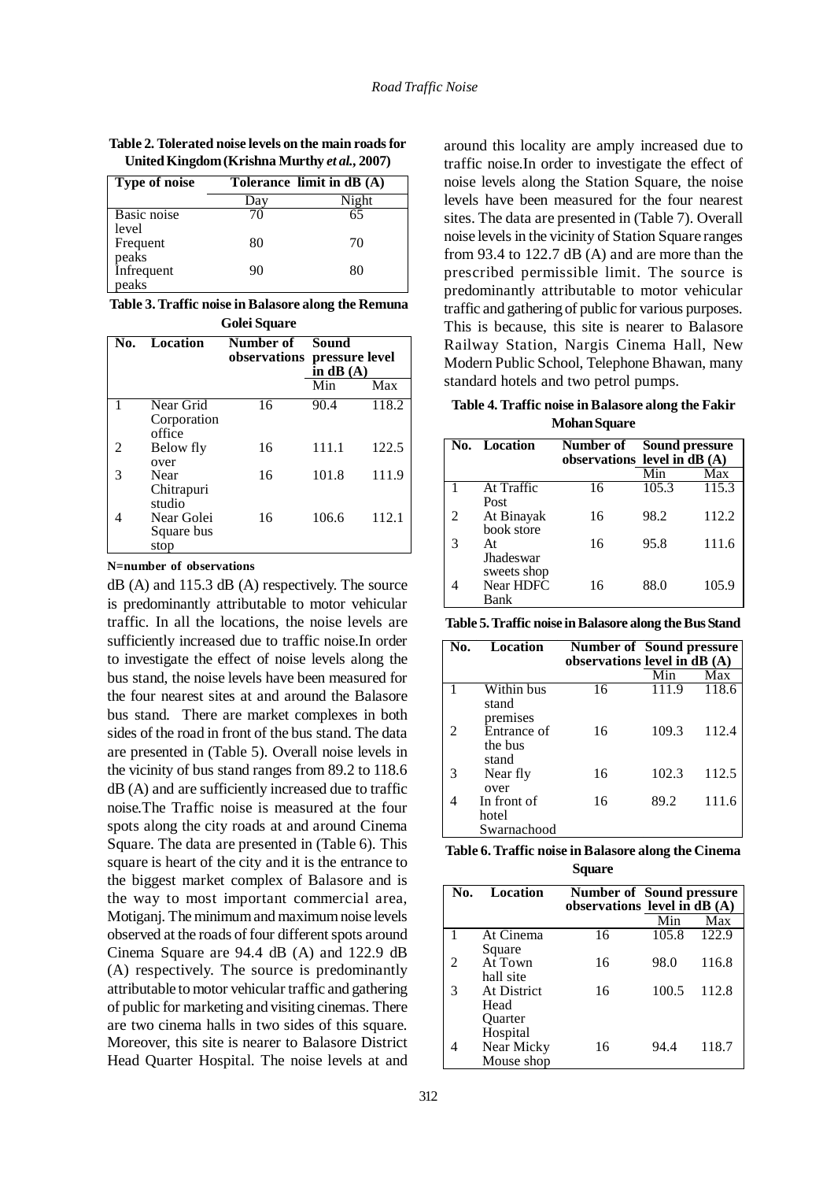**Table 2. Tolerated noise levels on the main roads for United Kingdom (Krishna Murthy *et al.*, 2007)**

| Type of noise | Tolerance limit in dB (A) | |
|---|---|---|
| | Day | Night |
| Basic noise level | 70 | 65 |
| Frequent peaks | 80 | 70 |
| Infrequent peaks | 90 | 80 |

**Table 3. Traffic noise in Balasore along the Remuna Golei Square**

| No. | Location | Number of observations | Sound pressure level in dB (A) | |
|---|---|---|---|---|
| | | | Min | Max |
| 1 | Near Grid Corporation office | 16 | 90.4 | 118.2 |
| 2 | Below fly over | 16 | 111.1 | 122.5 |
| 3 | Near Chitrapuri studio | 16 | 101.8 | 111.9 |
| 4 | Near Golei Square bus stop | 16 | 106.6 | 112.1 |

**N=number of observations**

dB (A) and 115.3 dB (A) respectively. The source is predominantly attributable to motor vehicular traffic. In all the locations, the noise levels are sufficiently increased due to traffic noise.In order to investigate the effect of noise levels along the bus stand, the noise levels have been measured for the four nearest sites at and around the Balasore bus stand. There are market complexes in both sides of the road in front of the bus stand. The data are presented in (Table 5). Overall noise levels in the vicinity of bus stand ranges from 89.2 to 118.6 dB (A) and are sufficiently increased due to traffic noise.The Traffic noise is measured at the four spots along the city roads at and around Cinema Square. The data are presented in (Table 6). This square is heart of the city and it is the entrance to the biggest market complex of Balasore and is the way to most important commercial area, Motiganj. The minimum and maximum noise levels observed at the roads of four different spots around Cinema Square are 94.4 dB (A) and 122.9 dB (A) respectively. The source is predominantly attributable to motor vehicular traffic and gathering of public for marketing and visiting cinemas. There are two cinema halls in two sides of this square. Moreover, this site is nearer to Balasore District Head Quarter Hospital. The noise levels at and around this locality are amply increased due to traffic noise.In order to investigate the effect of noise levels along the Station Square, the noise levels have been measured for the four nearest sites. The data are presented in (Table 7). Overall noise levels in the vicinity of Station Square ranges from 93.4 to 122.7 dB (A) and are more than the prescribed permissible limit. The source is predominantly attributable to motor vehicular traffic and gathering of public for various purposes. This is because, this site is nearer to Balasore Railway Station, Nargis Cinema Hall, New Modern Public School, Telephone Bhawan, many standard hotels and two petrol pumps.

**Table 4. Traffic noise in Balasore along the Fakir Mohan Square**

| No. | Location | Number of observations | Sound pressure level in dB (A) | |
|---|---|---|---|---|
| | | | Min | Max |
| 1 | At Traffic Post | 16 | 105.3 | 115.3 |
| 2 | At Binayak book store | 16 | 98.2 | 112.2 |
| 3 | At Jhadeswar sweets shop | 16 | 95.8 | 111.6 |
| 4 | Near HDFC Bank | 16 | 88.0 | 105.9 |

**Table 5. Traffic noise in Balasore along the Bus Stand**

| No. | Location | Number of observations | Sound pressure level in dB (A) | |
|---|---|---|---|---|
| | | | Min | Max |
| 1 | Within bus stand premises | 16 | 111.9 | 118.6 |
| 2 | Entrance of the bus stand | 16 | 109.3 | 112.4 |
| 3 | Near fly over | 16 | 102.3 | 112.5 |
| 4 | In front of hotel Swarnachood | 16 | 89.2 | 111.6 |

**Table 6. Traffic noise in Balasore along the Cinema Square**

| No. | Location | Number of observations | Sound pressure level in dB (A) | |
|---|---|---|---|---|
| | | | Min | Max |
| 1 | At Cinema Square | 16 | 105.8 | 122.9 |
| 2 | At Town hall site | 16 | 98.0 | 116.8 |
| 3 | At District Head Quarter Hospital | 16 | 100.5 | 112.8 |
| 4 | Near Micky Mouse shop | 16 | 94.4 | 118.7 |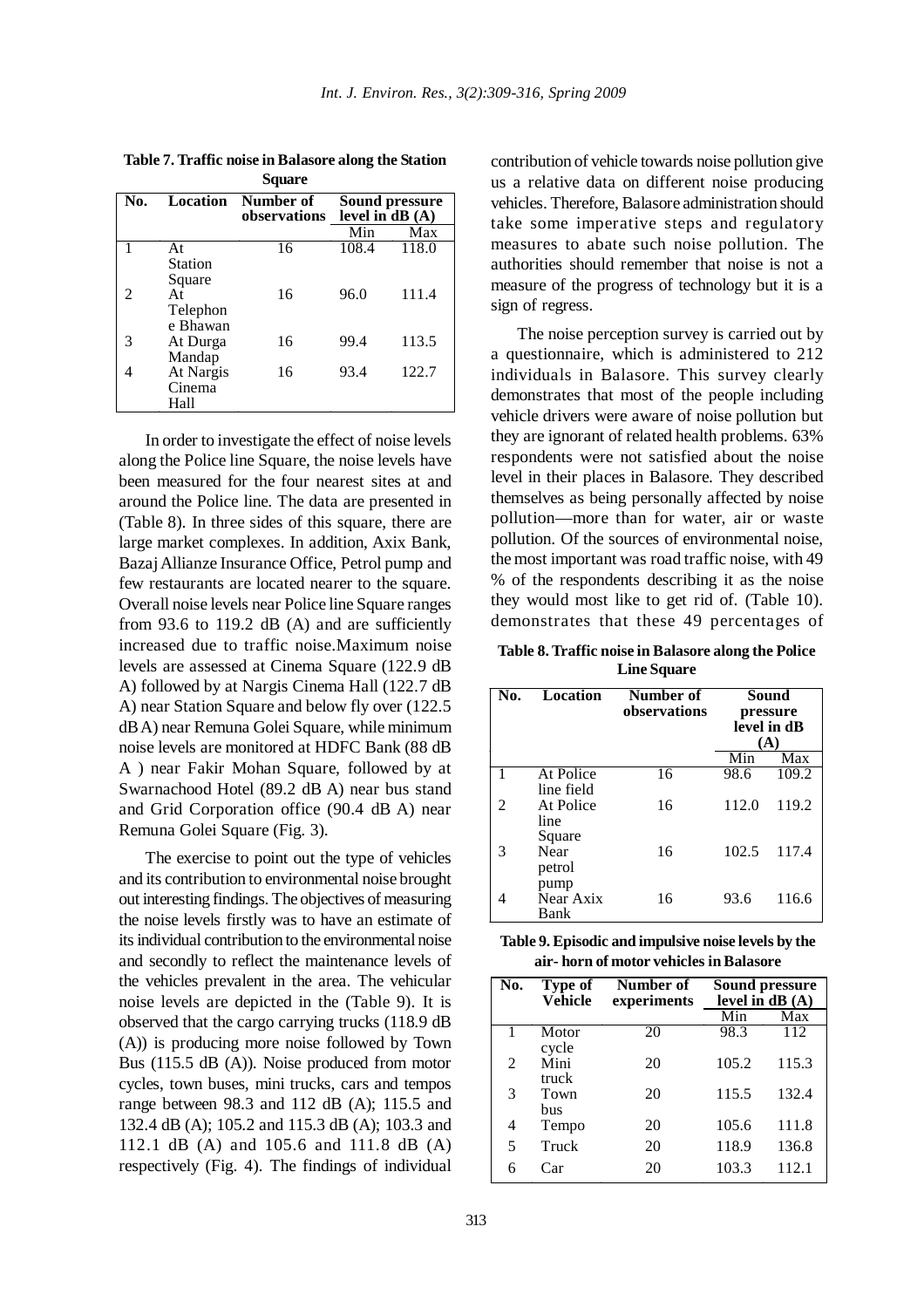**Table 7. Traffic noise in Balasore along the Station Square**

| No. | Location | Number of observations | Sound pressure level in dB (A) | |
|---|---|---|---|---|
| | | | Min | Max |
| 1 | At Station Square | 16 | 108.4 | 118.0 |
| 2 | At Telephone Bhawan | 16 | 96.0 | 111.4 |
| 3 | At Durga Mandap | 16 | 99.4 | 113.5 |
| 4 | At Nargis Cinema Hall | 16 | 93.4 | 122.7 |

In order to investigate the effect of noise levels along the Police line Square, the noise levels have been measured for the four nearest sites at and around the Police line. The data are presented in (Table 8). In three sides of this square, there are large market complexes. In addition, Axix Bank, Bazaj Allianze Insurance Office, Petrol pump and few restaurants are located nearer to the square. Overall noise levels near Police line Square ranges from 93.6 to 119.2 dB (A) and are sufficiently increased due to traffic noise.Maximum noise levels are assessed at Cinema Square (122.9 dB A) followed by at Nargis Cinema Hall (122.7 dB A) near Station Square and below fly over (122.5 dB A) near Remuna Golei Square, while minimum noise levels are monitored at HDFC Bank (88 dB A ) near Fakir Mohan Square, followed by at Swarnachood Hotel (89.2 dB A) near bus stand and Grid Corporation office (90.4 dB A) near Remuna Golei Square (Fig. 3).

The exercise to point out the type of vehicles and its contribution to environmental noise brought out interesting findings. The objectives of measuring the noise levels firstly was to have an estimate of its individual contribution to the environmental noise and secondly to reflect the maintenance levels of the vehicles prevalent in the area. The vehicular noise levels are depicted in the (Table 9). It is observed that the cargo carrying trucks (118.9 dB (A)) is producing more noise followed by Town Bus (115.5 dB (A)). Noise produced from motor cycles, town buses, mini trucks, cars and tempos range between 98.3 and 112 dB (A); 115.5 and 132.4 dB (A); 105.2 and 115.3 dB (A); 103.3 and 112.1 dB (A) and 105.6 and 111.8 dB (A) respectively (Fig. 4). The findings of individual contribution of vehicle towards noise pollution give us a relative data on different noise producing vehicles. Therefore, Balasore administration should take some imperative steps and regulatory measures to abate such noise pollution. The authorities should remember that noise is not a measure of the progress of technology but it is a sign of regress.

The noise perception survey is carried out by a questionnaire, which is administered to 212 individuals in Balasore. This survey clearly demonstrates that most of the people including vehicle drivers were aware of noise pollution but they are ignorant of related health problems. 63% respondents were not satisfied about the noise level in their places in Balasore. They described themselves as being personally affected by noise pollution—more than for water, air or waste pollution. Of the sources of environmental noise, the most important was road traffic noise, with 49 % of the respondents describing it as the noise they would most like to get rid of. (Table 10). demonstrates that these 49 percentages of

**Table 8. Traffic noise in Balasore along the Police Line Square**

| No. | Location | Number of observations | Sound pressure level in dB (A) | |
|---|---|---|---|---|
| | | | Min | Max |
| 1 | At Police line field | 16 | 98.6 | 109.2 |
| 2 | At Police line Square | 16 | 112.0 | 119.2 |
| 3 | Near petrol pump | 16 | 102.5 | 117.4 |
| 4 | Near Axix Bank | 16 | 93.6 | 116.6 |

**Table 9. Episodic and impulsive noise levels by the air- horn of motor vehicles in Balasore**

| No. | Type of Vehicle | Number of experiments | Sound pressure level in dB (A) | |
|---|---|---|---|---|
| | | | Min | Max |
| 1 | Motor cycle | 20 | 98.3 | 112 |
| 2 | Mini truck | 20 | 105.2 | 115.3 |
| 3 | Town bus | 20 | 115.5 | 132.4 |
| 4 | Tempo | 20 | 105.6 | 111.8 |
| 5 | Truck | 20 | 118.9 | 136.8 |
| 6 | Car | 20 | 103.3 | 112.1 |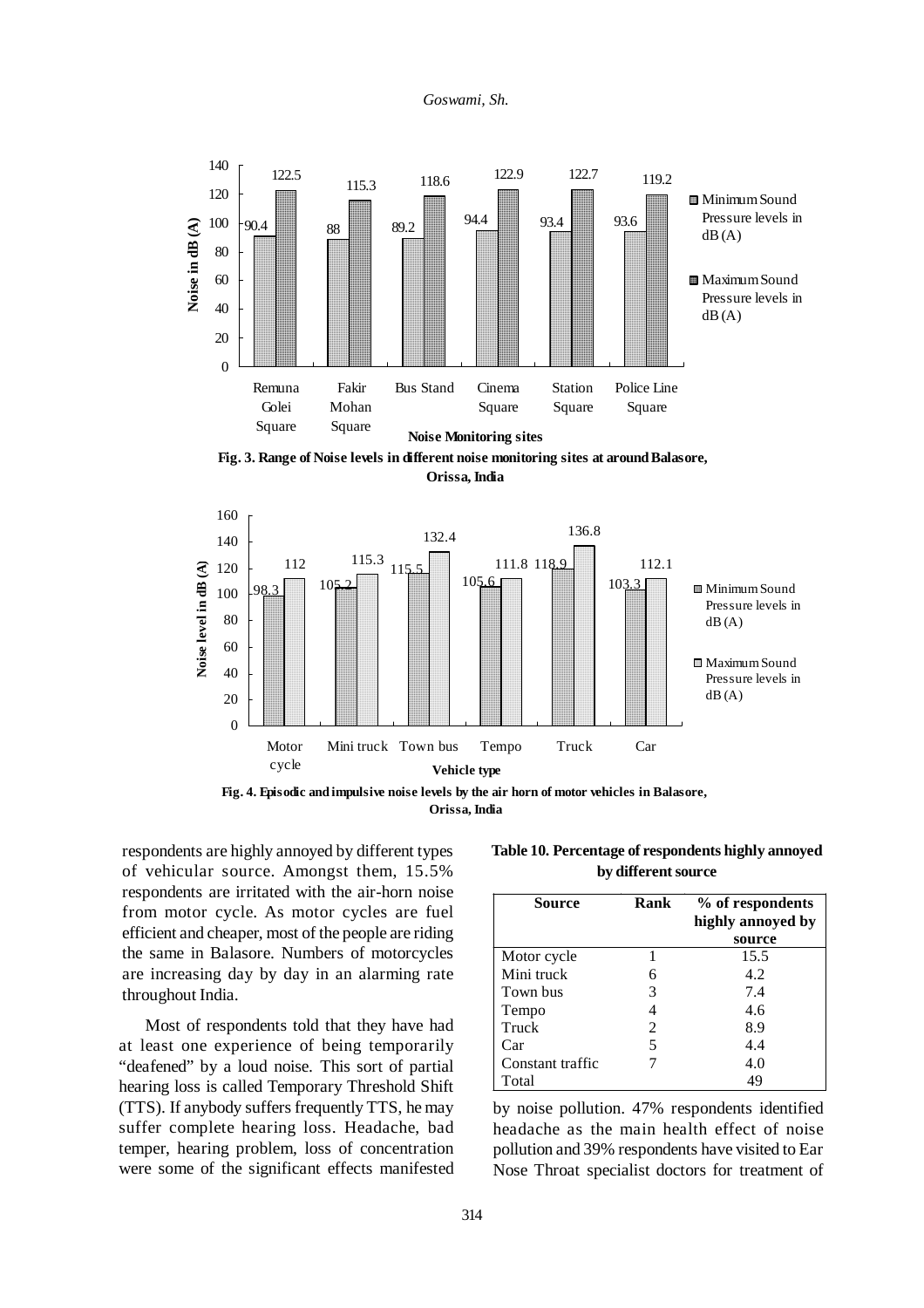140
120
100
80
60
40
20
0

Noise in dB (A)

90.4 122.5
88 115.3
89.2 118.6
94.4 122.9
93.4 122.7
93.6 119.2

Remuna Golei Square
Fakir Mohan Square
Bus Stand
Cinema Square
Station Square
Police Line Square

Noise Monitoring sites

Minimum Sound Pressure levels in dB (A)

Maximum Sound Pressure levels in dB (A)

**Fig. 3. Range of Noise levels in different noise monitoring sites at around Balasore, Orissa, India**

160
140
120
100
80
60
40
20
0

Noise level in dB (A)

98.3 112
105.2 115.3
115.5 132.4
105.6 111.8
118.9 136.8
103.3 112.1

Motor cycle
Mini truck
Town bus
Tempo
Truck
Car

Vehicle type

Minimum Sound Pressure levels in dB (A)

Maximum Sound Pressure levels in dB (A)

**Fig. 4. Episodic and impulsive noise levels by the air horn of motor vehicles in Balasore, Orissa, India**

respondents are highly annoyed by different types of vehicular source. Amongst them, 15.5% respondents are irritated with the air-horn noise from motor cycle. As motor cycles are fuel efficient and cheaper, most of the people are riding the same in Balasore. Numbers of motorcycles are increasing day by day in an alarming rate throughout India.

Most of respondents told that they have had at least one experience of being temporarily "deafened" by a loud noise. This sort of partial hearing loss is called Temporary Threshold Shift (TTS). If anybody suffers frequently TTS, he may suffer complete hearing loss. Headache, bad temper, hearing problem, loss of concentration were some of the significant effects manifested by noise pollution. 47% respondents identified headache as the main health effect of noise pollution and 39% respondents have visited to Ear Nose Throat specialist doctors for treatment of

**Table 10. Percentage of respondents highly annoyed by different source**

| Source | Rank | % of respondents highly annoyed by source |
|---|---|---|
| Motor cycle | 1 | 15.5 |
| Mini truck | 6 | 4.2 |
| Town bus | 3 | 7.4 |
| Tempo | 4 | 4.6 |
| Truck | 2 | 8.9 |
| Car | 5 | 4.4 |
| Constant traffic | 7 | 4.0 |
| Total | | 49 |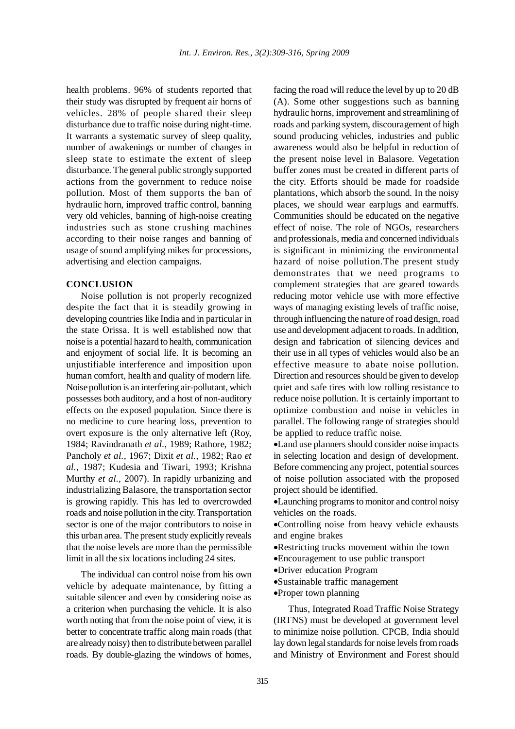health problems. 96% of students reported that their study was disrupted by frequent air horns of vehicles. 28% of people shared their sleep disturbance due to traffic noise during night-time. It warrants a systematic survey of sleep quality, number of awakenings or number of changes in sleep state to estimate the extent of sleep disturbance. The general public strongly supported actions from the government to reduce noise pollution. Most of them supports the ban of hydraulic horn, improved traffic control, banning very old vehicles, banning of high-noise creating industries such as stone crushing machines according to their noise ranges and banning of usage of sound amplifying mikes for processions, advertising and election campaigns.

## CONCLUSION

Noise pollution is not properly recognized despite the fact that it is steadily growing in developing countries like India and in particular in the state Orissa. It is well established now that noise is a potential hazard to health, communication and enjoyment of social life. It is becoming an unjustifiable interference and imposition upon human comfort, health and quality of modern life. Noise pollution is an interfering air-pollutant, which possesses both auditory, and a host of non-auditory effects on the exposed population. Since there is no medicine to cure hearing loss, prevention to overt exposure is the only alternative left (Roy, 1984; Ravindranath *et al.*, 1989; Rathore, 1982; Pancholy *et al.*, 1967; Dixit *et al.*, 1982; Rao *et al.*, 1987; Kudesia and Tiwari, 1993; Krishna Murthy *et al.*, 2007). In rapidly urbanizing and industrializing Balasore, the transportation sector is growing rapidly. This has led to overcrowded roads and noise pollution in the city. Transportation sector is one of the major contributors to noise in this urban area. The present study explicitly reveals that the noise levels are more than the permissible limit in all the six locations including 24 sites.

The individual can control noise from his own vehicle by adequate maintenance, by fitting a suitable silencer and even by considering noise as a criterion when purchasing the vehicle. It is also worth noting that from the noise point of view, it is better to concentrate traffic along main roads (that are already noisy) then to distribute between parallel roads. By double-glazing the windows of homes, facing the road will reduce the level by up to 20 dB (A). Some other suggestions such as banning hydraulic horns, improvement and streamlining of roads and parking system, discouragement of high sound producing vehicles, industries and public awareness would also be helpful in reduction of the present noise level in Balasore. Vegetation buffer zones must be created in different parts of the city. Efforts should be made for roadside plantations, which absorb the sound. In the noisy places, we should wear earplugs and earmuffs. Communities should be educated on the negative effect of noise. The role of NGOs, researchers and professionals, media and concerned individuals is significant in minimizing the environmental hazard of noise pollution.The present study demonstrates that we need programs to complement strategies that are geared towards reducing motor vehicle use with more effective ways of managing existing levels of traffic noise, through influencing the nature of road design, road use and development adjacent to roads. In addition, design and fabrication of silencing devices and their use in all types of vehicles would also be an effective measure to abate noise pollution. Direction and resources should be given to develop quiet and safe tires with low rolling resistance to reduce noise pollution. It is certainly important to optimize combustion and noise in vehicles in parallel. The following range of strategies should be applied to reduce traffic noise.

- Land use planners should consider noise impacts in selecting location and design of development. Before commencing any project, potential sources of noise pollution associated with the proposed project should be identified.
- Launching programs to monitor and control noisy vehicles on the roads.
- Controlling noise from heavy vehicle exhausts and engine brakes
- Restricting trucks movement within the town
- Encouragement to use public transport
- Driver education Program
- Sustainable traffic management
- Proper town planning

Thus, Integrated Road Traffic Noise Strategy (IRTNS) must be developed at government level to minimize noise pollution. CPCB, India should lay down legal standards for noise levels from roads and Ministry of Environment and Forest should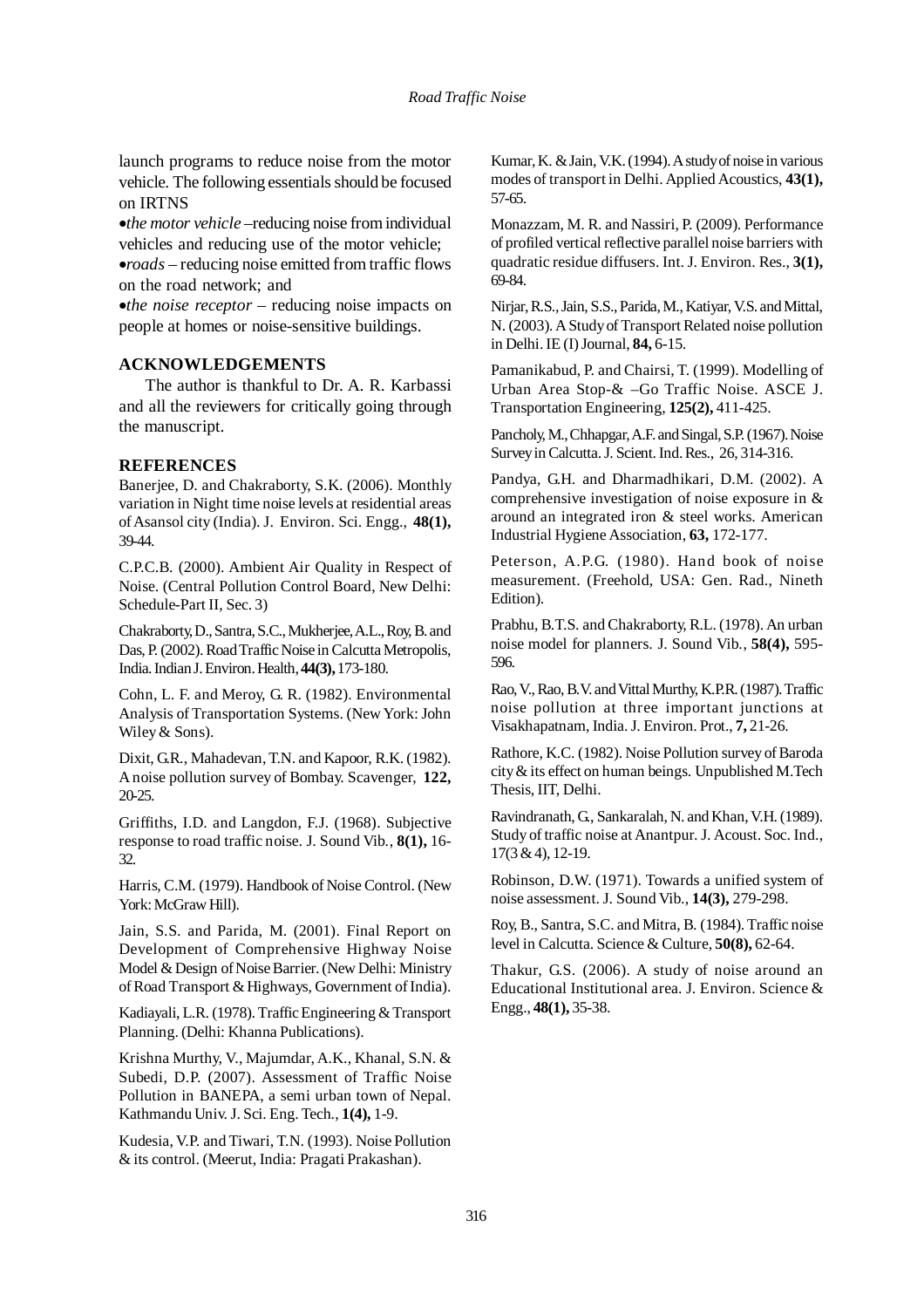launch programs to reduce noise from the motor vehicle. The following essentials should be focused on IRTNS

- *the motor vehicle* –reducing noise from individual vehicles and reducing use of the motor vehicle;
- *roads* – reducing noise emitted from traffic flows on the road network; and
- *the noise receptor* – reducing noise impacts on people at homes or noise-sensitive buildings.

## ACKNOWLEDGEMENTS

The author is thankful to Dr. A. R. Karbassi and all the reviewers for critically going through the manuscript.

## REFERENCES

Banerjee, D. and Chakraborty, S.K. (2006). Monthly variation in Night time noise levels at residential areas of Asansol city (India). J. Environ. Sci. Engg., **48(1),** 39-44.

C.P.C.B. (2000). Ambient Air Quality in Respect of Noise. (Central Pollution Control Board, New Delhi: Schedule-Part II, Sec. 3)

Chakraborty, D., Santra, S.C., Mukherjee, A.L., Roy, B. and Das, P. (2002). Road Traffic Noise in Calcutta Metropolis, India. Indian J. Environ. Health, **44(3),** 173-180.

Cohn, L. F. and Meroy, G. R. (1982). Environmental Analysis of Transportation Systems. (New York: John Wiley & Sons).

Dixit, G.R., Mahadevan, T.N. and Kapoor, R.K. (1982). A noise pollution survey of Bombay. Scavenger, **122,** 20-25.

Griffiths, I.D. and Langdon, F.J. (1968). Subjective response to road traffic noise. J. Sound Vib., **8(1),** 16-32.

Harris, C.M. (1979). Handbook of Noise Control. (New York: McGraw Hill).

Jain, S.S. and Parida, M. (2001). Final Report on Development of Comprehensive Highway Noise Model & Design of Noise Barrier. (New Delhi: Ministry of Road Transport & Highways, Government of India).

Kadiayali, L.R. (1978). Traffic Engineering & Transport Planning. (Delhi: Khanna Publications).

Krishna Murthy, V., Majumdar, A.K., Khanal, S.N. & Subedi, D.P. (2007). Assessment of Traffic Noise Pollution in BANEPA, a semi urban town of Nepal. Kathmandu Univ. J. Sci. Eng. Tech., **1(4),** 1-9.

Kudesia, V.P. and Tiwari, T.N. (1993). Noise Pollution & its control. (Meerut, India: Pragati Prakashan).

Kumar, K. & Jain, V.K. (1994). A study of noise in various modes of transport in Delhi. Applied Acoustics, **43(1),** 57-65.

Monazzam, M. R. and Nassiri, P. (2009). Performance of profiled vertical reflective parallel noise barriers with quadratic residue diffusers. Int. J. Environ. Res., **3(1),** 69-84.

Nirjar, R.S., Jain, S.S., Parida, M., Katiyar, V.S. and Mittal, N. (2003). A Study of Transport Related noise pollution in Delhi. IE (I) Journal, **84,** 6-15.

Pamanikabud, P. and Chairsi, T. (1999). Modelling of Urban Area Stop-& –Go Traffic Noise. ASCE J. Transportation Engineering, **125(2),** 411-425.

Pancholy, M., Chhapgar, A.F. and Singal, S.P. (1967). Noise Survey in Calcutta. J. Scient. Ind. Res., 26, 314-316.

Pandya, G.H. and Dharmadhikari, D.M. (2002). A comprehensive investigation of noise exposure in & around an integrated iron & steel works. American Industrial Hygiene Association, **63,** 172-177.

Peterson, A.P.G. (1980). Hand book of noise measurement. (Freehold, USA: Gen. Rad., Nineth Edition).

Prabhu, B.T.S. and Chakraborty, R.L. (1978). An urban noise model for planners. J. Sound Vib., **58(4),** 595-596.

Rao, V., Rao, B.V. and Vittal Murthy, K.P.R. (1987). Traffic noise pollution at three important junctions at Visakhapatnam, India. J. Environ. Prot., **7,** 21-26.

Rathore, K.C. (1982). Noise Pollution survey of Baroda city & its effect on human beings. Unpublished M.Tech Thesis, IIT, Delhi.

Ravindranath, G., Sankaralah, N. and Khan, V.H. (1989). Study of traffic noise at Anantpur. J. Acoust. Soc. Ind., 17(3 & 4), 12-19.

Robinson, D.W. (1971). Towards a unified system of noise assessment. J. Sound Vib., **14(3),** 279-298.

Roy, B., Santra, S.C. and Mitra, B. (1984). Traffic noise level in Calcutta. Science & Culture, **50(8),** 62-64.

Thakur, G.S. (2006). A study of noise around an Educational Institutional area. J. Environ. Science & Engg., **48(1),** 35-38.